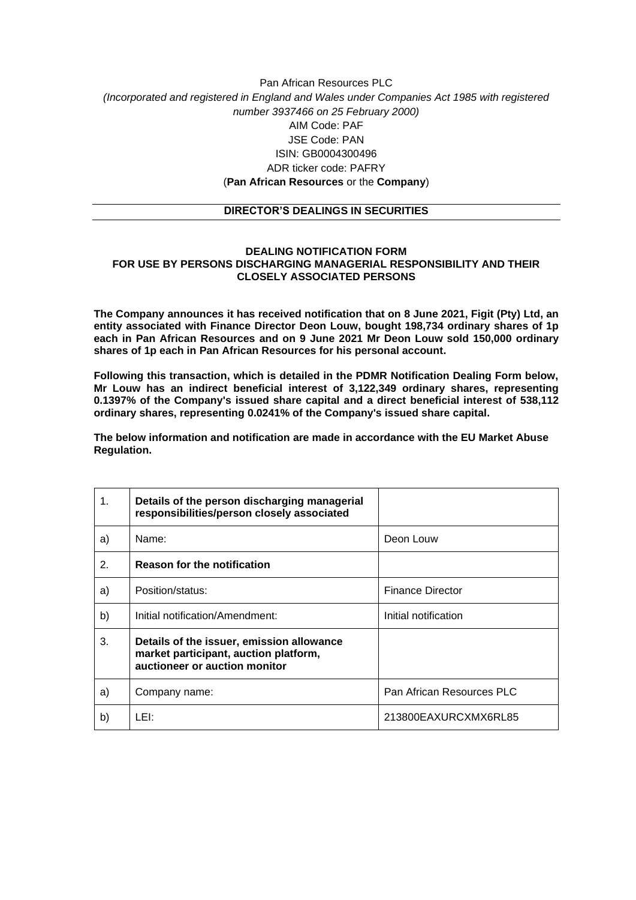Pan African Resources PLC

*(Incorporated and registered in England and Wales under Companies Act 1985 with registered number 3937466 on 25 February 2000)*

AIM Code: PAF

JSE Code: PAN

ISIN: GB0004300496

ADR ticker code: PAFRY

(**Pan African Resources** or the **Company**)

## DIRECTOR'S DEALINGS IN SECURITIES

### DEALING NOTIFICATION FORM FOR USE BY PERSONS DISCHARGING MANAGERIAL RESPONSIBILITY AND THEIR CLOSELY ASSOCIATED PERSONS

**The Company announces it has received notification that on 8 June 2021, Figit (Pty) Ltd, an entity associated with Finance Director Deon Louw, bought 198,734 ordinary shares of 1p each in Pan African Resources and on 9 June 2021 Mr Deon Louw sold 150,000 ordinary shares of 1p each in Pan African Resources for his personal account.**

**Following this transaction, which is detailed in the PDMR Notification Dealing Form below, Mr Louw has an indirect beneficial interest of 3,122,349 ordinary shares, representing 0.1397% of the Company's issued share capital and a direct beneficial interest of 538,112 ordinary shares, representing 0.0241% of the Company's issued share capital.**

**The below information and notification are made in accordance with the EU Market Abuse Regulation.**

| 1. | **Details of the person discharging managerial responsibilities/person closely associated** | |
|---|---|---|
| a) | Name: | Deon Louw |
| 2. | **Reason for the notification** | |
| a) | Position/status: | Finance Director |
| b) | Initial notification/Amendment: | Initial notification |
| 3. | **Details of the issuer, emission allowance market participant, auction platform, auctioneer or auction monitor** | |
| a) | Company name: | Pan African Resources PLC |
| b) | LEI: | 213800EAXURCXMX6RL85 |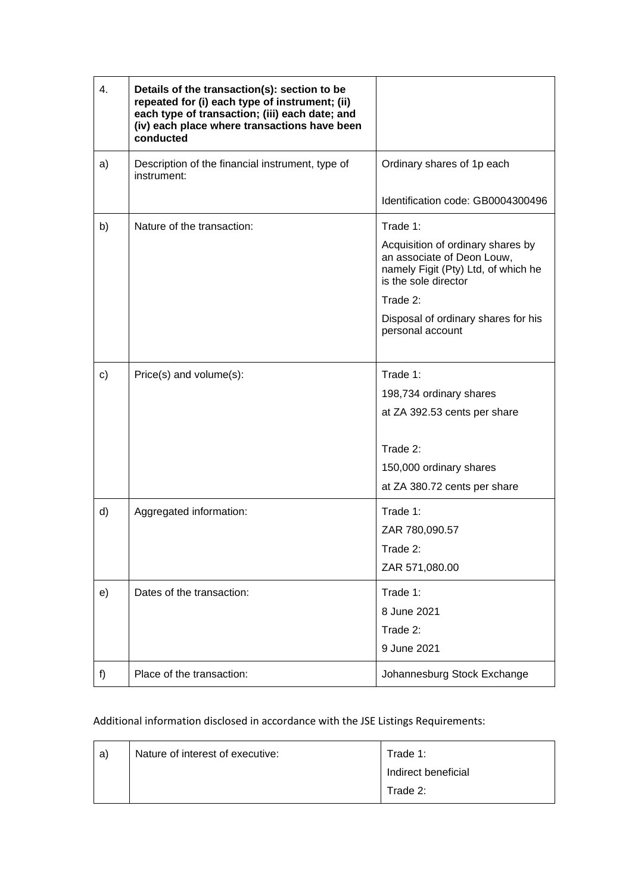| 4. | **Details of the transaction(s): section to be repeated for (i) each type of instrument; (ii) each type of transaction; (iii) each date; and (iv) each place where transactions have been conducted** | |
|---|---|---|
| a) | Description of the financial instrument, type of instrument: | Ordinary shares of 1p each<br><br>Identification code: GB0004300496 |
| b) | Nature of the transaction: | Trade 1:<br>Acquisition of ordinary shares by an associate of Deon Louw, namely Figit (Pty) Ltd, of which he is the sole director<br>Trade 2:<br>Disposal of ordinary shares for his personal account |
| c) | Price(s) and volume(s): | Trade 1:<br>198,734 ordinary shares<br>at ZA 392.53 cents per share<br><br>Trade 2:<br>150,000 ordinary shares<br>at ZA 380.72 cents per share |
| d) | Aggregated information: | Trade 1:<br>ZAR 780,090.57<br>Trade 2:<br>ZAR 571,080.00 |
| e) | Dates of the transaction: | Trade 1:<br>8 June 2021<br>Trade 2:<br>9 June 2021 |
| f) | Place of the transaction: | Johannesburg Stock Exchange |

Additional information disclosed in accordance with the JSE Listings Requirements:

| a) | Nature of interest of executive: | Trade 1:<br>Indirect beneficial<br>Trade 2: |
|---|---|---|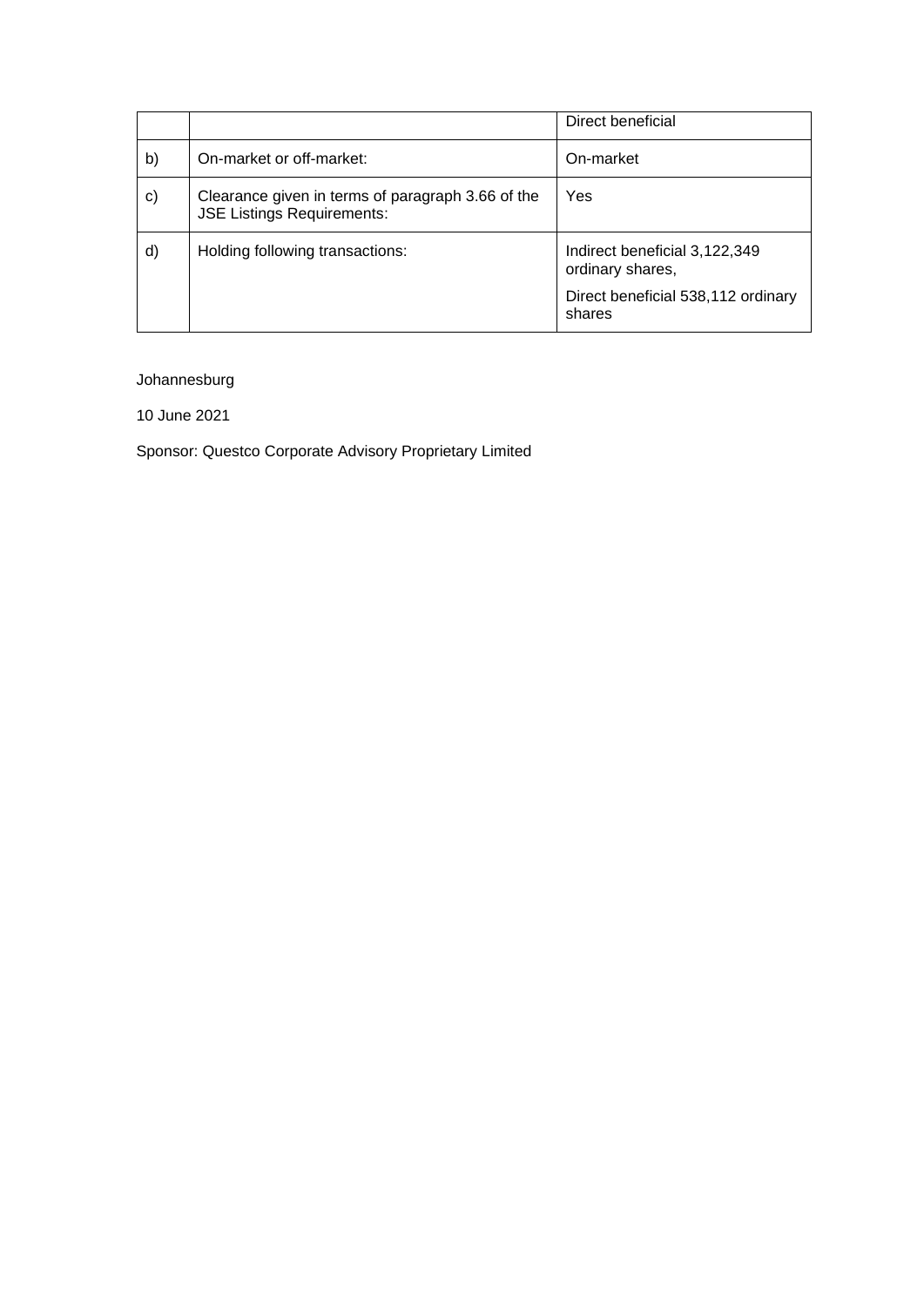| | | |
|---|---|---|
| | | Direct beneficial |
| b) | On-market or off-market: | On-market |
| c) | Clearance given in terms of paragraph 3.66 of the JSE Listings Requirements: | Yes |
| d) | Holding following transactions: | Indirect beneficial 3,122,349 ordinary shares,<br><br>Direct beneficial 538,112 ordinary shares |

Johannesburg

10 June 2021

Sponsor: Questco Corporate Advisory Proprietary Limited